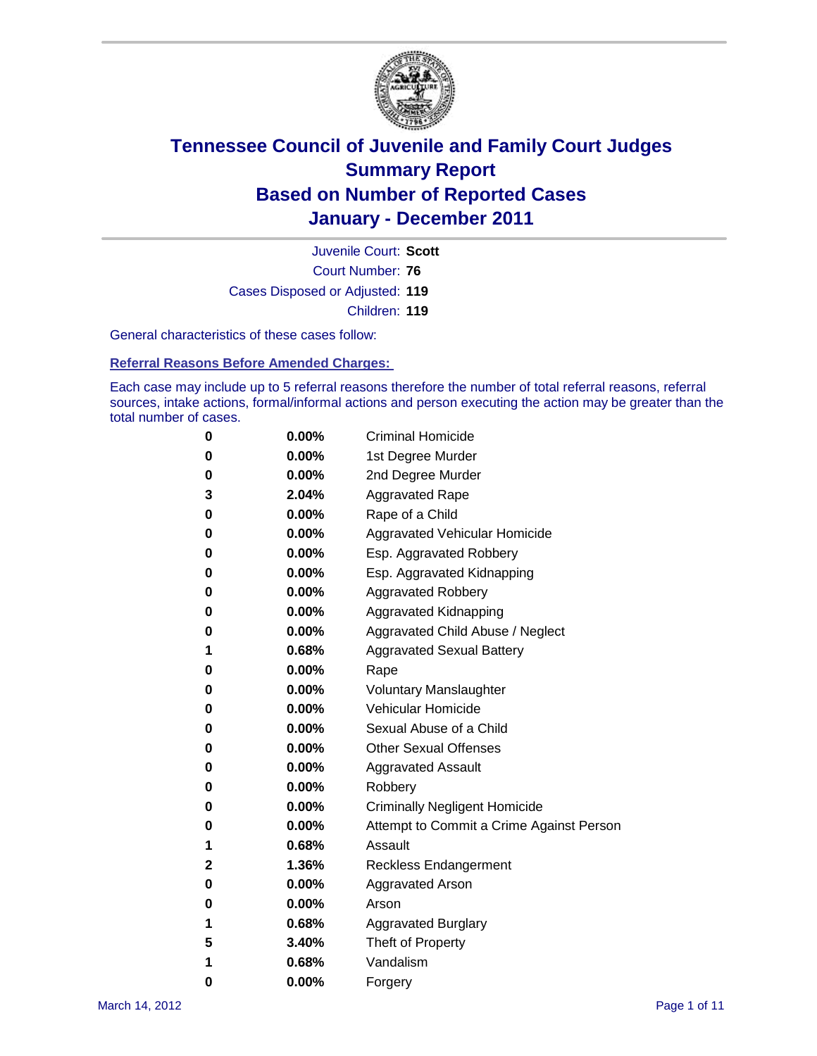# Tennessee Council of Juvenile and Family Court Judges
## Summary Report
## Based on Number of Reported Cases
## January - December 2011

Juvenile Court: **Scott**

Court Number: **76**

Cases Disposed or Adjusted: **119**

Children: **119**

General characteristics of these cases follow:

### Referral Reasons Before Amended Charges:

Each case may include up to 5 referral reasons therefore the number of total referral reasons, referral sources, intake actions, formal/informal actions and person executing the action may be greater than the total number of cases.

| | | |
|---|---|---|
| 0 | 0.00% | Criminal Homicide |
| 0 | 0.00% | 1st Degree Murder |
| 0 | 0.00% | 2nd Degree Murder |
| 3 | 2.04% | Aggravated Rape |
| 0 | 0.00% | Rape of a Child |
| 0 | 0.00% | Aggravated Vehicular Homicide |
| 0 | 0.00% | Esp. Aggravated Robbery |
| 0 | 0.00% | Esp. Aggravated Kidnapping |
| 0 | 0.00% | Aggravated Robbery |
| 0 | 0.00% | Aggravated Kidnapping |
| 0 | 0.00% | Aggravated Child Abuse / Neglect |
| 1 | 0.68% | Aggravated Sexual Battery |
| 0 | 0.00% | Rape |
| 0 | 0.00% | Voluntary Manslaughter |
| 0 | 0.00% | Vehicular Homicide |
| 0 | 0.00% | Sexual Abuse of a Child |
| 0 | 0.00% | Other Sexual Offenses |
| 0 | 0.00% | Aggravated Assault |
| 0 | 0.00% | Robbery |
| 0 | 0.00% | Criminally Negligent Homicide |
| 0 | 0.00% | Attempt to Commit a Crime Against Person |
| 1 | 0.68% | Assault |
| 2 | 1.36% | Reckless Endangerment |
| 0 | 0.00% | Aggravated Arson |
| 0 | 0.00% | Arson |
| 1 | 0.68% | Aggravated Burglary |
| 5 | 3.40% | Theft of Property |
| 1 | 0.68% | Vandalism |
| 0 | 0.00% | Forgery |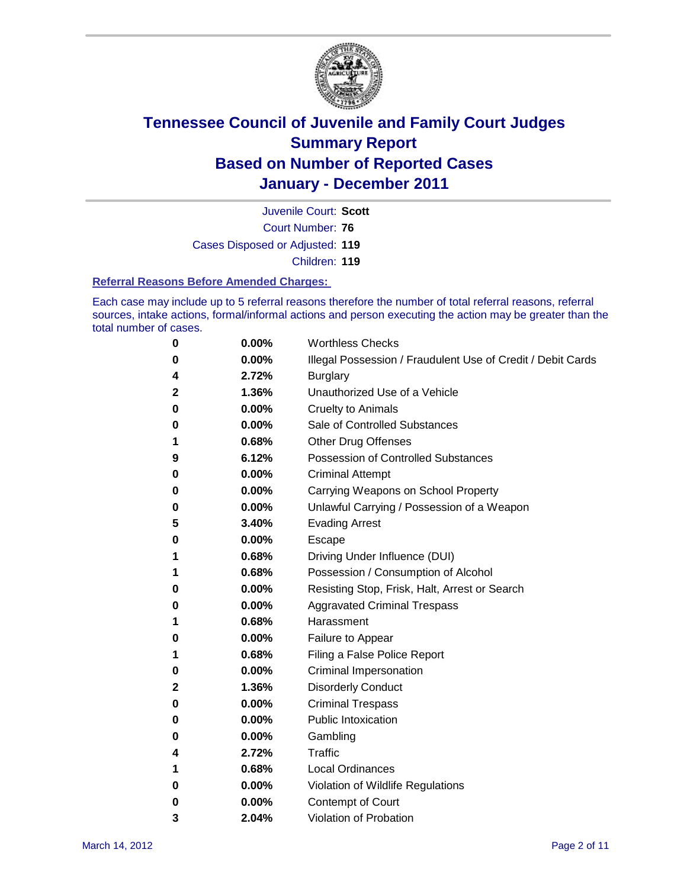# Tennessee Council of Juvenile and Family Court Judges
## Summary Report
## Based on Number of Reported Cases
## January - December 2011

Juvenile Court: **Scott**

Court Number: **76**

Cases Disposed or Adjusted: **119**

Children: **119**

### Referral Reasons Before Amended Charges:

Each case may include up to 5 referral reasons therefore the number of total referral reasons, referral sources, intake actions, formal/informal actions and person executing the action may be greater than the total number of cases.

| Count | Percent | Referral Reason |
|---|---|---|
| 0 | 0.00% | Worthless Checks |
| 0 | 0.00% | Illegal Possession / Fraudulent Use of Credit / Debit Cards |
| 4 | 2.72% | Burglary |
| 2 | 1.36% | Unauthorized Use of a Vehicle |
| 0 | 0.00% | Cruelty to Animals |
| 0 | 0.00% | Sale of Controlled Substances |
| 1 | 0.68% | Other Drug Offenses |
| 9 | 6.12% | Possession of Controlled Substances |
| 0 | 0.00% | Criminal Attempt |
| 0 | 0.00% | Carrying Weapons on School Property |
| 0 | 0.00% | Unlawful Carrying / Possession of a Weapon |
| 5 | 3.40% | Evading Arrest |
| 0 | 0.00% | Escape |
| 1 | 0.68% | Driving Under Influence (DUI) |
| 1 | 0.68% | Possession / Consumption of Alcohol |
| 0 | 0.00% | Resisting Stop, Frisk, Halt, Arrest or Search |
| 0 | 0.00% | Aggravated Criminal Trespass |
| 1 | 0.68% | Harassment |
| 0 | 0.00% | Failure to Appear |
| 1 | 0.68% | Filing a False Police Report |
| 0 | 0.00% | Criminal Impersonation |
| 2 | 1.36% | Disorderly Conduct |
| 0 | 0.00% | Criminal Trespass |
| 0 | 0.00% | Public Intoxication |
| 0 | 0.00% | Gambling |
| 4 | 2.72% | Traffic |
| 1 | 0.68% | Local Ordinances |
| 0 | 0.00% | Violation of Wildlife Regulations |
| 0 | 0.00% | Contempt of Court |
| 3 | 2.04% | Violation of Probation |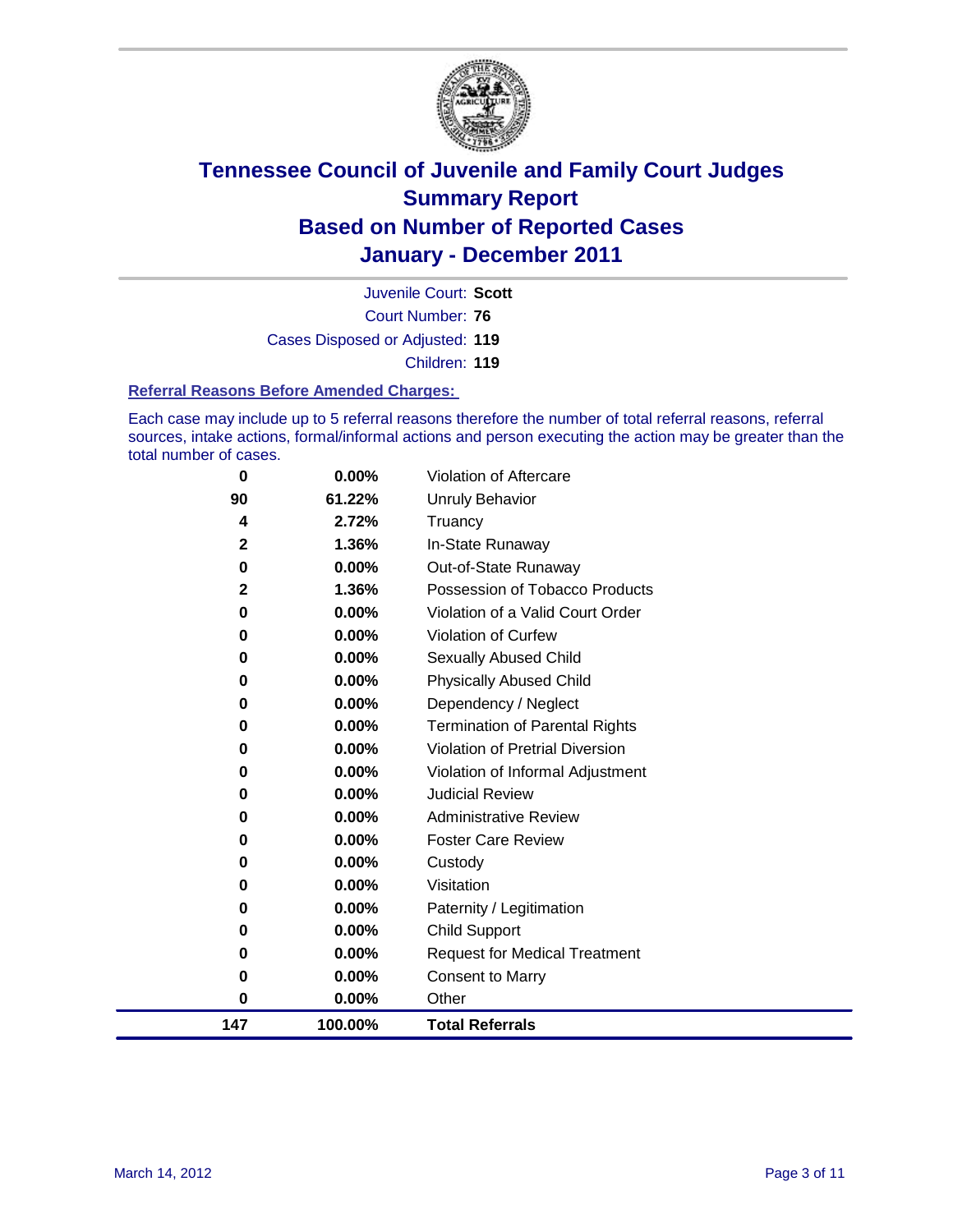# Tennessee Council of Juvenile and Family Court Judges
## Summary Report
## Based on Number of Reported Cases
## January - December 2011

Juvenile Court: **Scott**
Court Number: **76**
Cases Disposed or Adjusted: **119**
Children: **119**

### Referral Reasons Before Amended Charges:

Each case may include up to 5 referral reasons therefore the number of total referral reasons, referral sources, intake actions, formal/informal actions and person executing the action may be greater than the total number of cases.

| Count | Percent | Referral Reason |
|---|---|---|
| 0 | 0.00% | Violation of Aftercare |
| 90 | 61.22% | Unruly Behavior |
| 4 | 2.72% | Truancy |
| 2 | 1.36% | In-State Runaway |
| 0 | 0.00% | Out-of-State Runaway |
| 2 | 1.36% | Possession of Tobacco Products |
| 0 | 0.00% | Violation of a Valid Court Order |
| 0 | 0.00% | Violation of Curfew |
| 0 | 0.00% | Sexually Abused Child |
| 0 | 0.00% | Physically Abused Child |
| 0 | 0.00% | Dependency / Neglect |
| 0 | 0.00% | Termination of Parental Rights |
| 0 | 0.00% | Violation of Pretrial Diversion |
| 0 | 0.00% | Violation of Informal Adjustment |
| 0 | 0.00% | Judicial Review |
| 0 | 0.00% | Administrative Review |
| 0 | 0.00% | Foster Care Review |
| 0 | 0.00% | Custody |
| 0 | 0.00% | Visitation |
| 0 | 0.00% | Paternity / Legitimation |
| 0 | 0.00% | Child Support |
| 0 | 0.00% | Request for Medical Treatment |
| 0 | 0.00% | Consent to Marry |
| 0 | 0.00% | Other |
| **147** | **100.00%** | **Total Referrals** |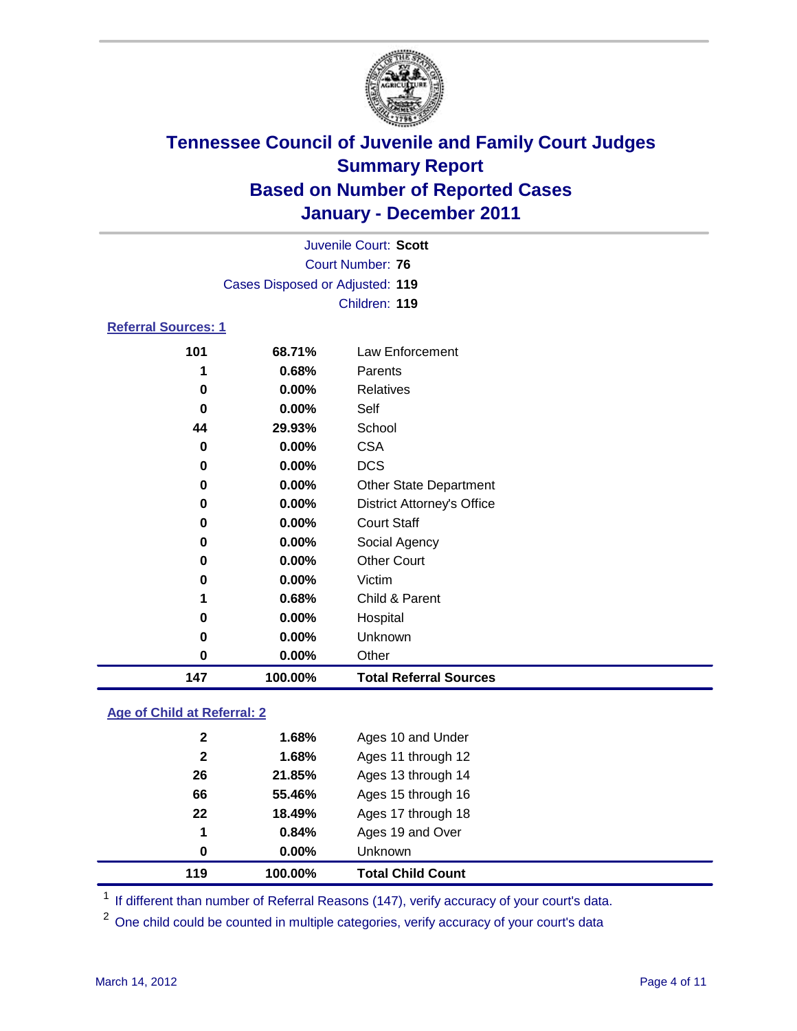# Tennessee Council of Juvenile and Family Court Judges
## Summary Report
## Based on Number of Reported Cases
## January - December 2011

Juvenile Court: **Scott**
Court Number: **76**
Cases Disposed or Adjusted: **119**
Children: **119**

### Referral Sources: 1

| | | |
|---|---|---|
| 101 | 68.71% | Law Enforcement |
| 1 | 0.68% | Parents |
| 0 | 0.00% | Relatives |
| 0 | 0.00% | Self |
| 44 | 29.93% | School |
| 0 | 0.00% | CSA |
| 0 | 0.00% | DCS |
| 0 | 0.00% | Other State Department |
| 0 | 0.00% | District Attorney's Office |
| 0 | 0.00% | Court Staff |
| 0 | 0.00% | Social Agency |
| 0 | 0.00% | Other Court |
| 0 | 0.00% | Victim |
| 1 | 0.68% | Child & Parent |
| 0 | 0.00% | Hospital |
| 0 | 0.00% | Unknown |
| 0 | 0.00% | Other |
| **147** | **100.00%** | **Total Referral Sources** |

### Age of Child at Referral: 2

| | | |
|---|---|---|
| 2 | 1.68% | Ages 10 and Under |
| 2 | 1.68% | Ages 11 through 12 |
| 26 | 21.85% | Ages 13 through 14 |
| 66 | 55.46% | Ages 15 through 16 |
| 22 | 18.49% | Ages 17 through 18 |
| 1 | 0.84% | Ages 19 and Over |
| 0 | 0.00% | Unknown |
| **119** | **100.00%** | **Total Child Count** |

[1] If different than number of Referral Reasons (147), verify accuracy of your court's data.

[2] One child could be counted in multiple categories, verify accuracy of your court's data

March 14, 2012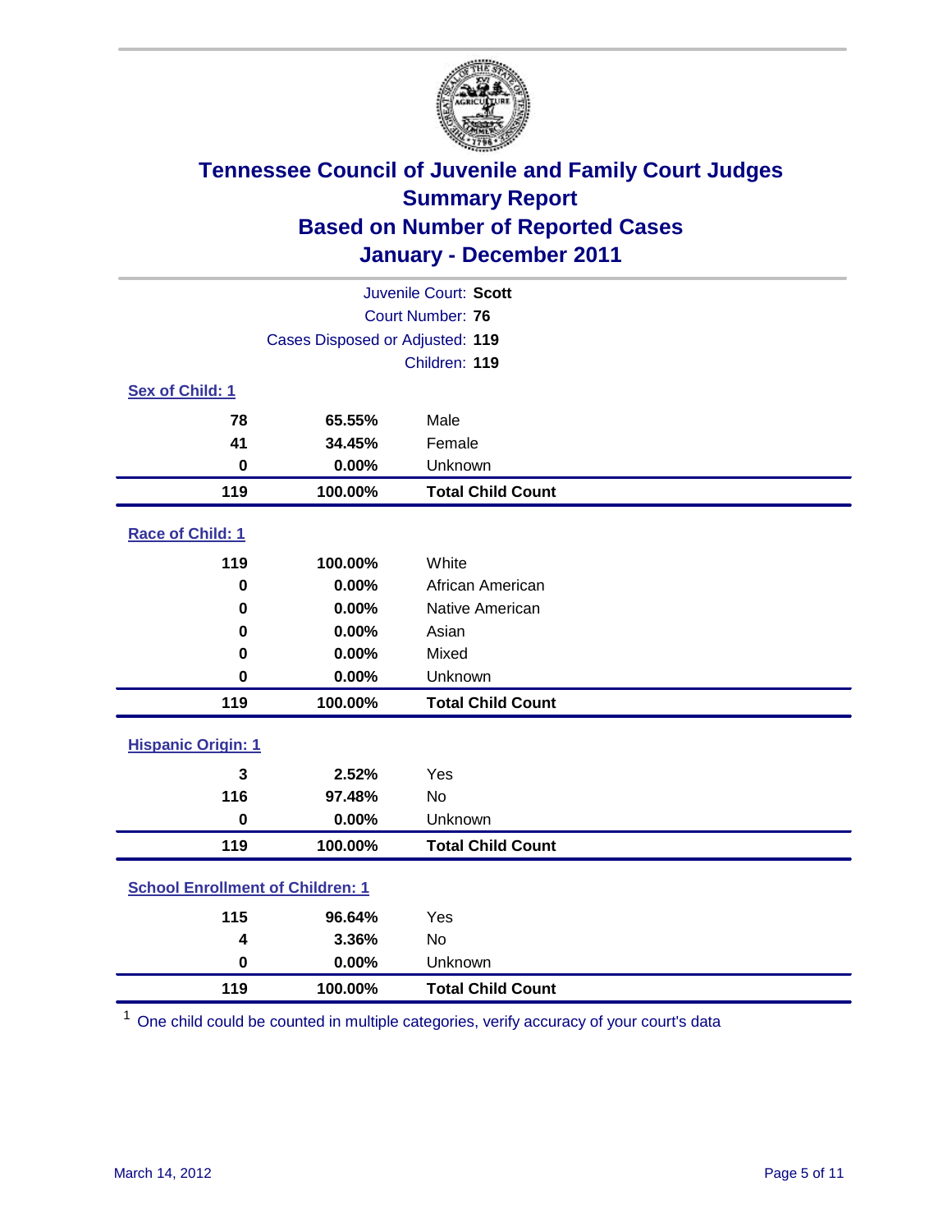# Tennessee Council of Juvenile and Family Court Judges
## Summary Report
## Based on Number of Reported Cases
## January - December 2011

Juvenile Court: **Scott**
Court Number: **76**
Cases Disposed or Adjusted: **119**
Children: **119**

### Sex of Child: 1

| Count | Percent | Category |
|---|---|---|
| **78** | **65.55%** | Male |
| **41** | **34.45%** | Female |
| **0** | **0.00%** | Unknown |
| **119** | **100.00%** | **Total Child Count** |

### Race of Child: 1

| Count | Percent | Category |
|---|---|---|
| **119** | **100.00%** | White |
| **0** | **0.00%** | African American |
| **0** | **0.00%** | Native American |
| **0** | **0.00%** | Asian |
| **0** | **0.00%** | Mixed |
| **0** | **0.00%** | Unknown |
| **119** | **100.00%** | **Total Child Count** |

### Hispanic Origin: 1

| Count | Percent | Category |
|---|---|---|
| **3** | **2.52%** | Yes |
| **116** | **97.48%** | No |
| **0** | **0.00%** | Unknown |
| **119** | **100.00%** | **Total Child Count** |

### School Enrollment of Children: 1

| Count | Percent | Category |
|---|---|---|
| **115** | **96.64%** | Yes |
| **4** | **3.36%** | No |
| **0** | **0.00%** | Unknown |
| **119** | **100.00%** | **Total Child Count** |

[1] One child could be counted in multiple categories, verify accuracy of your court's data

March 14, 2012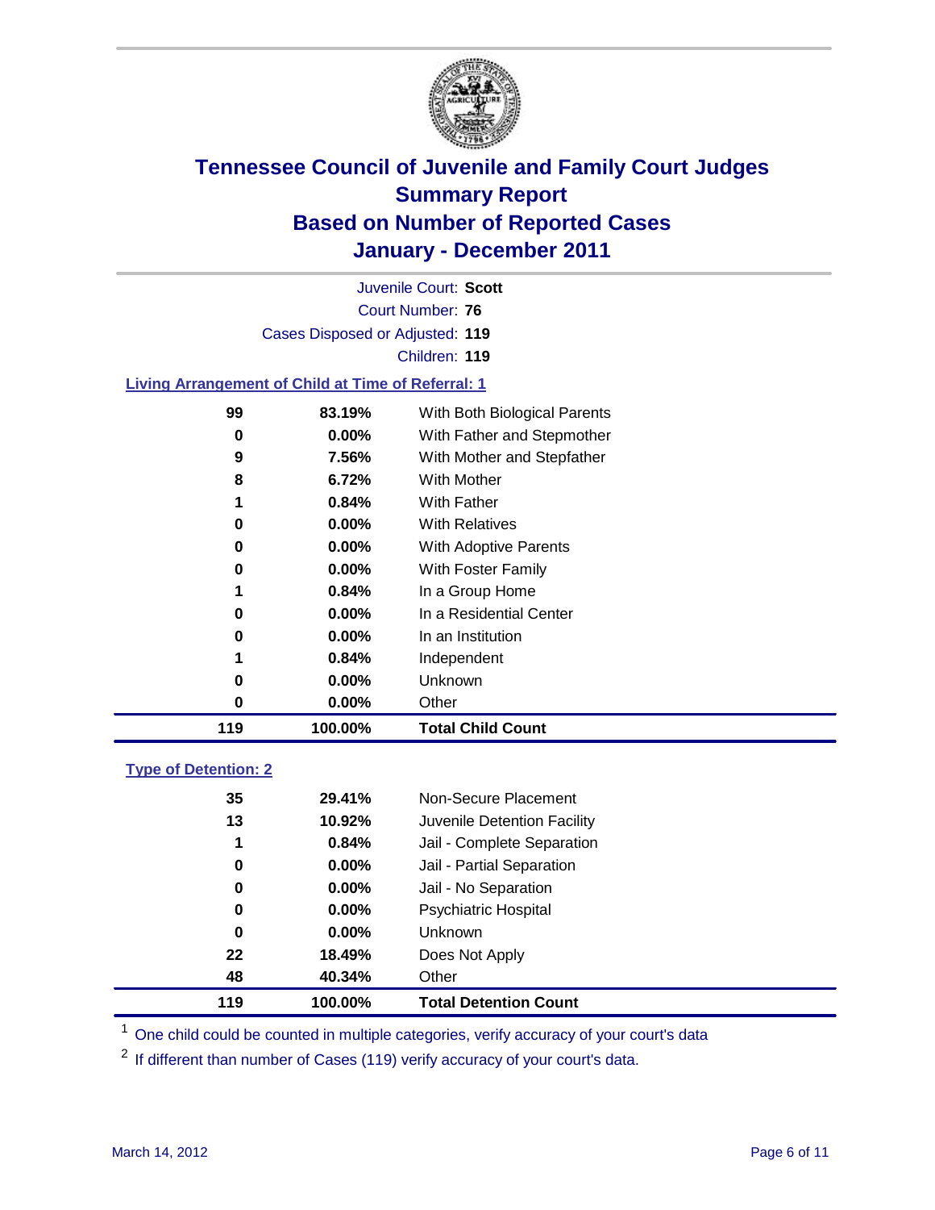# Tennessee Council of Juvenile and Family Court Judges
## Summary Report
## Based on Number of Reported Cases
## January - December 2011

Juvenile Court: **Scott**

Court Number: **76**

Cases Disposed or Adjusted: **119**

Children: **119**

### Living Arrangement of Child at Time of Referral: 1

| | | |
|---|---|---|
| 99 | 83.19% | With Both Biological Parents |
| 0 | 0.00% | With Father and Stepmother |
| 9 | 7.56% | With Mother and Stepfather |
| 8 | 6.72% | With Mother |
| 1 | 0.84% | With Father |
| 0 | 0.00% | With Relatives |
| 0 | 0.00% | With Adoptive Parents |
| 0 | 0.00% | With Foster Family |
| 1 | 0.84% | In a Group Home |
| 0 | 0.00% | In a Residential Center |
| 0 | 0.00% | In an Institution |
| 1 | 0.84% | Independent |
| 0 | 0.00% | Unknown |
| 0 | 0.00% | Other |
| **119** | **100.00%** | **Total Child Count** |

### Type of Detention: 2

| | | |
|---|---|---|
| 35 | 29.41% | Non-Secure Placement |
| 13 | 10.92% | Juvenile Detention Facility |
| 1 | 0.84% | Jail - Complete Separation |
| 0 | 0.00% | Jail - Partial Separation |
| 0 | 0.00% | Jail - No Separation |
| 0 | 0.00% | Psychiatric Hospital |
| 0 | 0.00% | Unknown |
| 22 | 18.49% | Does Not Apply |
| 48 | 40.34% | Other |
| **119** | **100.00%** | **Total Detention Count** |

[1] One child could be counted in multiple categories, verify accuracy of your court's data

[2] If different than number of Cases (119) verify accuracy of your court's data.

March 14, 2012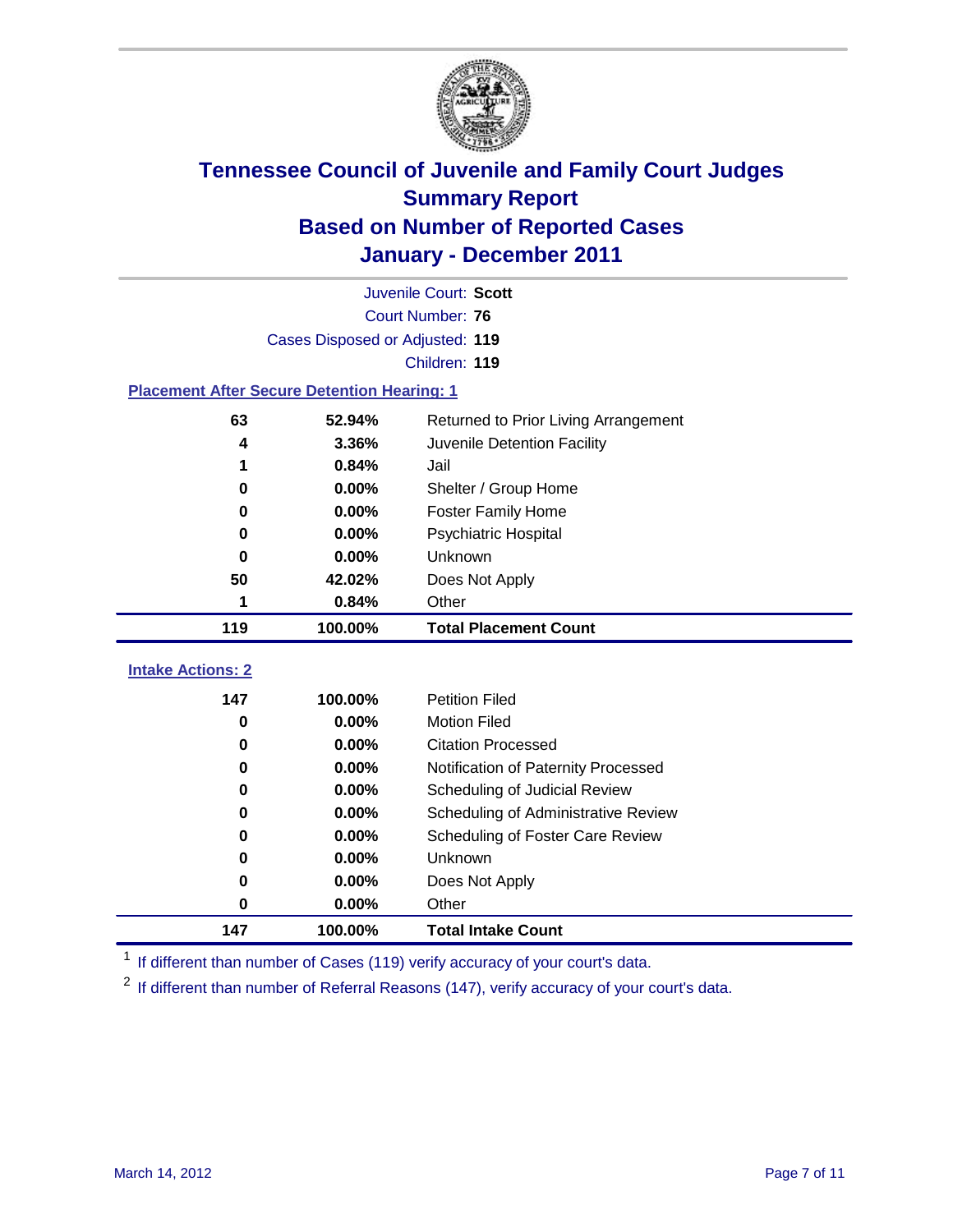# Tennessee Council of Juvenile and Family Court Judges
## Summary Report
## Based on Number of Reported Cases
## January - December 2011

Juvenile Court: **Scott**

Court Number: **76**

Cases Disposed or Adjusted: **119**

Children: **119**

### Placement After Secure Detention Hearing: 1

| | | |
|---|---|---|
| 63 | 52.94% | Returned to Prior Living Arrangement |
| 4 | 3.36% | Juvenile Detention Facility |
| 1 | 0.84% | Jail |
| 0 | 0.00% | Shelter / Group Home |
| 0 | 0.00% | Foster Family Home |
| 0 | 0.00% | Psychiatric Hospital |
| 0 | 0.00% | Unknown |
| 50 | 42.02% | Does Not Apply |
| 1 | 0.84% | Other |
| **119** | **100.00%** | **Total Placement Count** |

### Intake Actions: 2

| | | |
|---|---|---|
| 147 | 100.00% | Petition Filed |
| 0 | 0.00% | Motion Filed |
| 0 | 0.00% | Citation Processed |
| 0 | 0.00% | Notification of Paternity Processed |
| 0 | 0.00% | Scheduling of Judicial Review |
| 0 | 0.00% | Scheduling of Administrative Review |
| 0 | 0.00% | Scheduling of Foster Care Review |
| 0 | 0.00% | Unknown |
| 0 | 0.00% | Does Not Apply |
| 0 | 0.00% | Other |
| **147** | **100.00%** | **Total Intake Count** |

[1] If different than number of Cases (119) verify accuracy of your court's data.

[2] If different than number of Referral Reasons (147), verify accuracy of your court's data.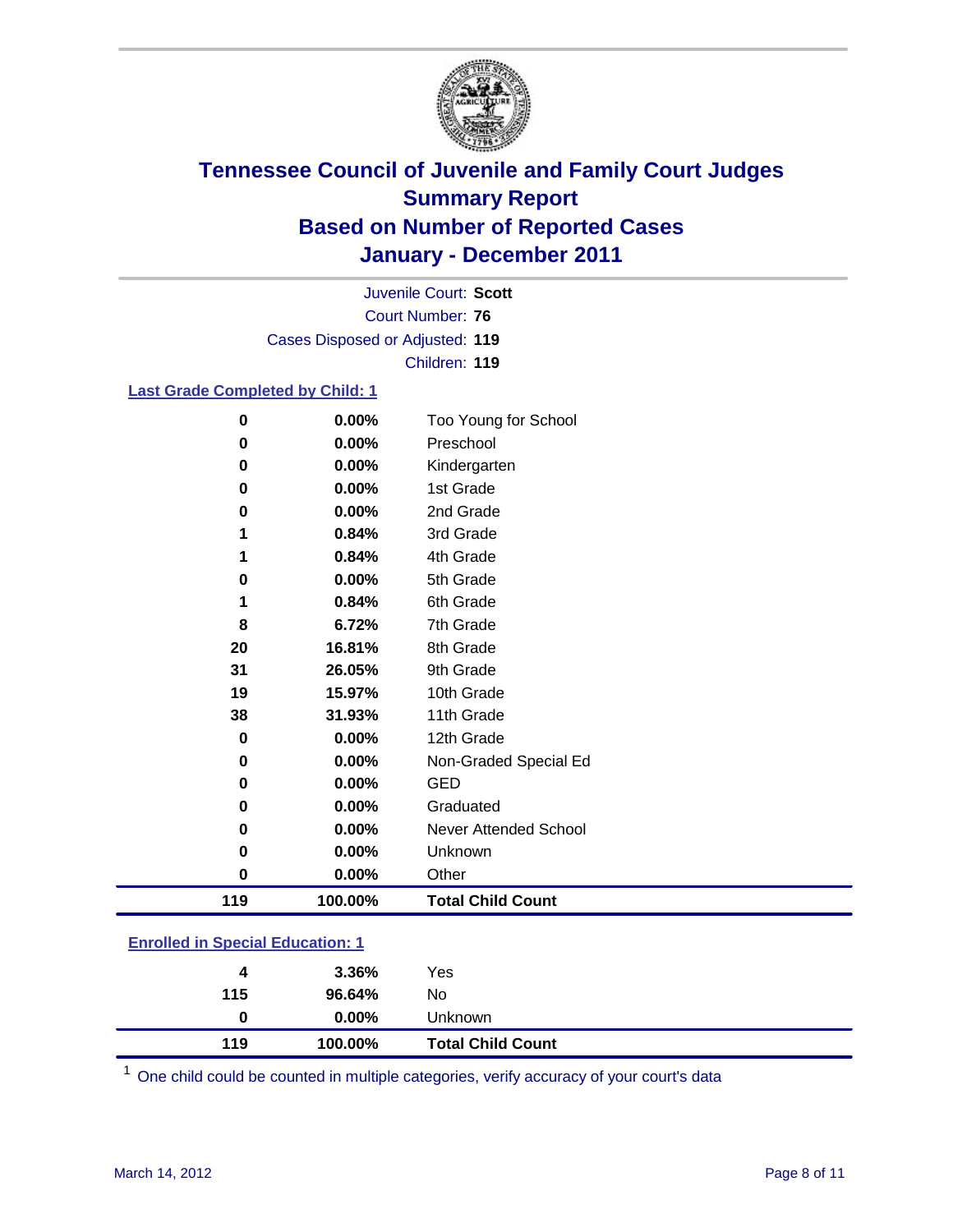# Tennessee Council of Juvenile and Family Court Judges
## Summary Report
## Based on Number of Reported Cases
## January - December 2011

Juvenile Court: **Scott**
Court Number: **76**
Cases Disposed or Adjusted: **119**
Children: **119**

### Last Grade Completed by Child: 1

| | | |
|---|---|---|
| 0 | 0.00% | Too Young for School |
| 0 | 0.00% | Preschool |
| 0 | 0.00% | Kindergarten |
| 0 | 0.00% | 1st Grade |
| 0 | 0.00% | 2nd Grade |
| 1 | 0.84% | 3rd Grade |
| 1 | 0.84% | 4th Grade |
| 0 | 0.00% | 5th Grade |
| 1 | 0.84% | 6th Grade |
| 8 | 6.72% | 7th Grade |
| 20 | 16.81% | 8th Grade |
| 31 | 26.05% | 9th Grade |
| 19 | 15.97% | 10th Grade |
| 38 | 31.93% | 11th Grade |
| 0 | 0.00% | 12th Grade |
| 0 | 0.00% | Non-Graded Special Ed |
| 0 | 0.00% | GED |
| 0 | 0.00% | Graduated |
| 0 | 0.00% | Never Attended School |
| 0 | 0.00% | Unknown |
| 0 | 0.00% | Other |
| **119** | **100.00%** | **Total Child Count** |

### Enrolled in Special Education: 1

| | | |
|---|---|---|
| 4 | 3.36% | Yes |
| 115 | 96.64% | No |
| 0 | 0.00% | Unknown |
| **119** | **100.00%** | **Total Child Count** |

[1] One child could be counted in multiple categories, verify accuracy of your court's data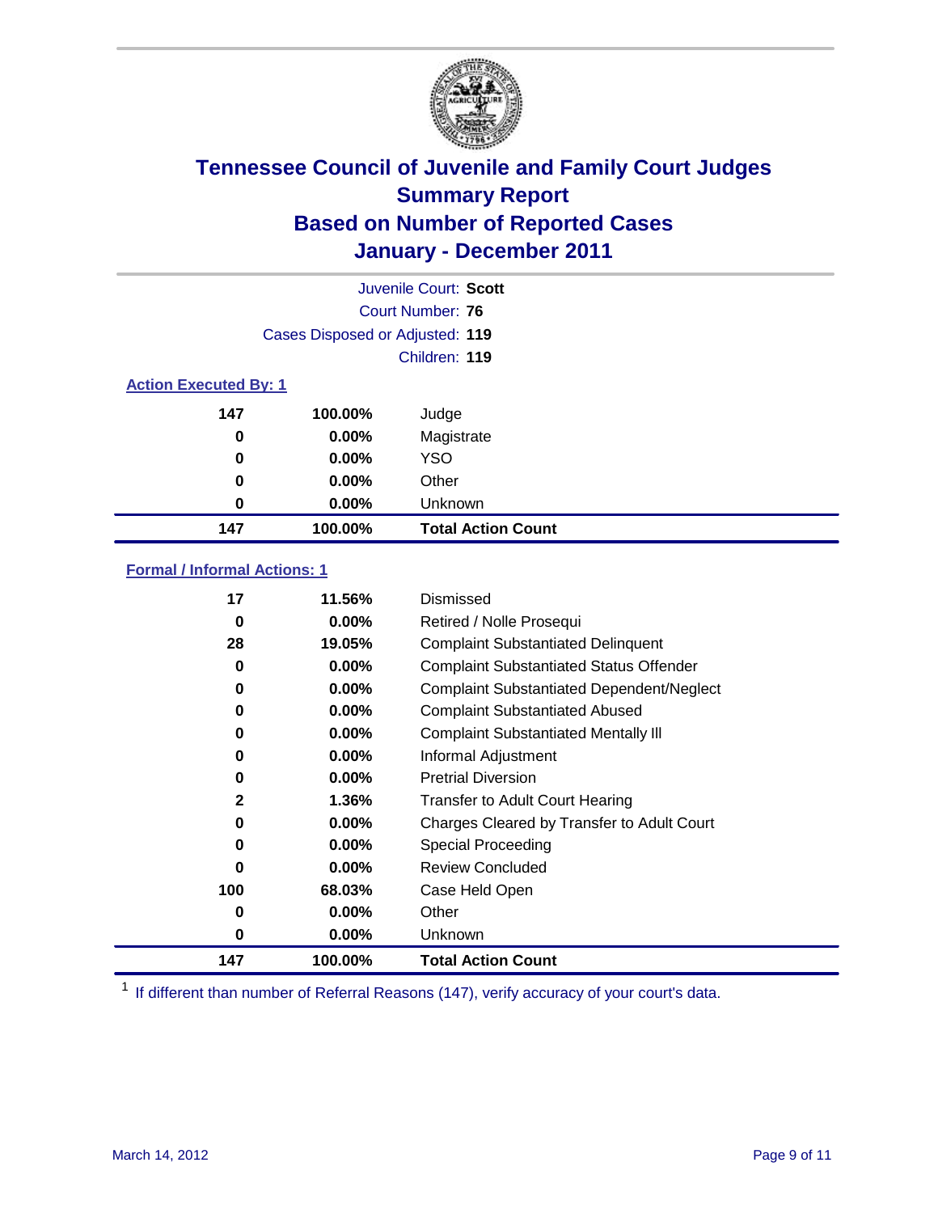# Tennessee Council of Juvenile and Family Court Judges
## Summary Report
## Based on Number of Reported Cases
## January - December 2011

Juvenile Court: **Scott**
Court Number: **76**
Cases Disposed or Adjusted: **119**
Children: **119**

### Action Executed By: 1

| | | |
|---|---|---|
| 147 | 100.00% | Judge |
| 0 | 0.00% | Magistrate |
| 0 | 0.00% | YSO |
| 0 | 0.00% | Other |
| 0 | 0.00% | Unknown |
| **147** | **100.00%** | **Total Action Count** |

### Formal / Informal Actions: 1

| | | |
|---|---|---|
| 17 | 11.56% | Dismissed |
| 0 | 0.00% | Retired / Nolle Prosequi |
| 28 | 19.05% | Complaint Substantiated Delinquent |
| 0 | 0.00% | Complaint Substantiated Status Offender |
| 0 | 0.00% | Complaint Substantiated Dependent/Neglect |
| 0 | 0.00% | Complaint Substantiated Abused |
| 0 | 0.00% | Complaint Substantiated Mentally Ill |
| 0 | 0.00% | Informal Adjustment |
| 0 | 0.00% | Pretrial Diversion |
| 2 | 1.36% | Transfer to Adult Court Hearing |
| 0 | 0.00% | Charges Cleared by Transfer to Adult Court |
| 0 | 0.00% | Special Proceeding |
| 0 | 0.00% | Review Concluded |
| 100 | 68.03% | Case Held Open |
| 0 | 0.00% | Other |
| 0 | 0.00% | Unknown |
| **147** | **100.00%** | **Total Action Count** |

[1] If different than number of Referral Reasons (147), verify accuracy of your court's data.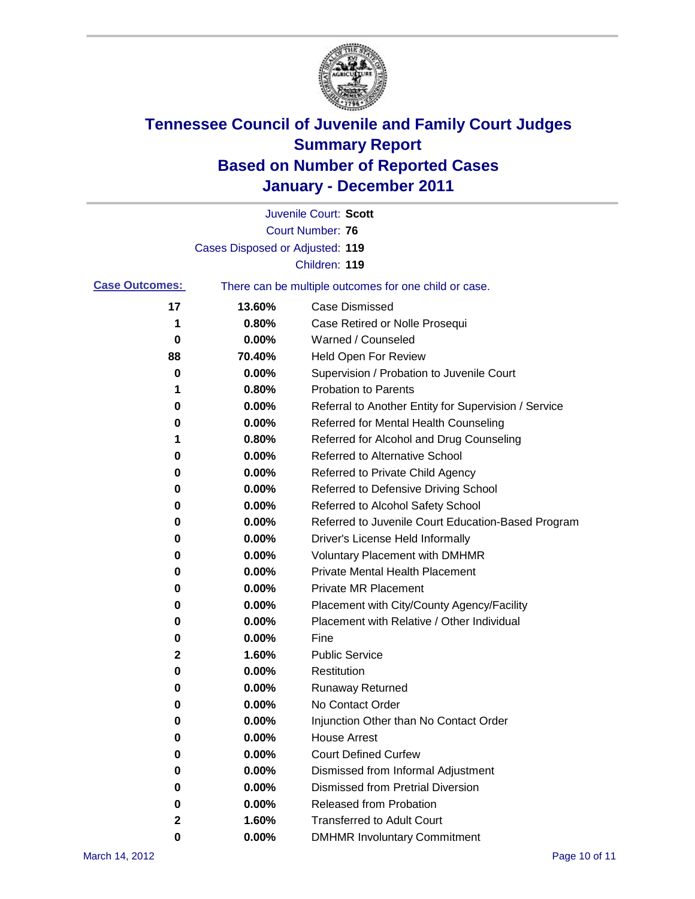# Tennessee Council of Juvenile and Family Court Judges
## Summary Report
## Based on Number of Reported Cases
## January - December 2011

Juvenile Court: **Scott**

Court Number: **76**

Cases Disposed or Adjusted: **119**

Children: **119**

**Case Outcomes:** There can be multiple outcomes for one child or case.

| | | |
|---|---|---|
| 17 | 13.60% | Case Dismissed |
| 1 | 0.80% | Case Retired or Nolle Prosequi |
| 0 | 0.00% | Warned / Counseled |
| 88 | 70.40% | Held Open For Review |
| 0 | 0.00% | Supervision / Probation to Juvenile Court |
| 1 | 0.80% | Probation to Parents |
| 0 | 0.00% | Referral to Another Entity for Supervision / Service |
| 0 | 0.00% | Referred for Mental Health Counseling |
| 1 | 0.80% | Referred for Alcohol and Drug Counseling |
| 0 | 0.00% | Referred to Alternative School |
| 0 | 0.00% | Referred to Private Child Agency |
| 0 | 0.00% | Referred to Defensive Driving School |
| 0 | 0.00% | Referred to Alcohol Safety School |
| 0 | 0.00% | Referred to Juvenile Court Education-Based Program |
| 0 | 0.00% | Driver's License Held Informally |
| 0 | 0.00% | Voluntary Placement with DMHMR |
| 0 | 0.00% | Private Mental Health Placement |
| 0 | 0.00% | Private MR Placement |
| 0 | 0.00% | Placement with City/County Agency/Facility |
| 0 | 0.00% | Placement with Relative / Other Individual |
| 0 | 0.00% | Fine |
| 2 | 1.60% | Public Service |
| 0 | 0.00% | Restitution |
| 0 | 0.00% | Runaway Returned |
| 0 | 0.00% | No Contact Order |
| 0 | 0.00% | Injunction Other than No Contact Order |
| 0 | 0.00% | House Arrest |
| 0 | 0.00% | Court Defined Curfew |
| 0 | 0.00% | Dismissed from Informal Adjustment |
| 0 | 0.00% | Dismissed from Pretrial Diversion |
| 0 | 0.00% | Released from Probation |
| 2 | 1.60% | Transferred to Adult Court |
| 0 | 0.00% | DMHMR Involuntary Commitment |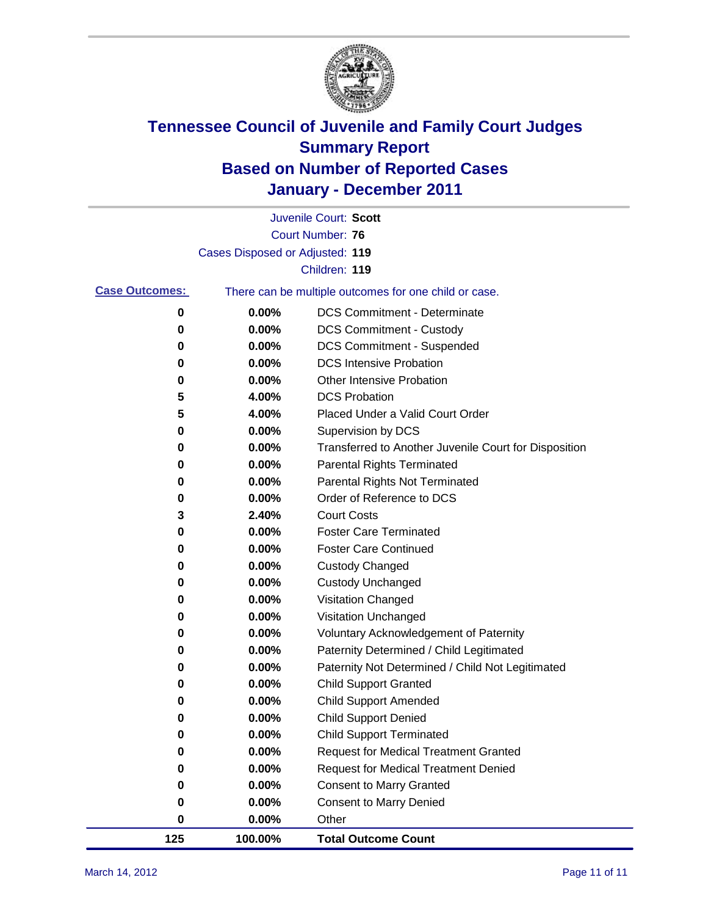# Tennessee Council of Juvenile and Family Court Judges
## Summary Report
## Based on Number of Reported Cases
## January - December 2011

Juvenile Court: **Scott**

Court Number: **76**

Cases Disposed or Adjusted: **119**

Children: **119**

**Case Outcomes:** There can be multiple outcomes for one child or case.

| | | |
|---|---|---|
| 0 | 0.00% | DCS Commitment - Determinate |
| 0 | 0.00% | DCS Commitment - Custody |
| 0 | 0.00% | DCS Commitment - Suspended |
| 0 | 0.00% | DCS Intensive Probation |
| 0 | 0.00% | Other Intensive Probation |
| 5 | 4.00% | DCS Probation |
| 5 | 4.00% | Placed Under a Valid Court Order |
| 0 | 0.00% | Supervision by DCS |
| 0 | 0.00% | Transferred to Another Juvenile Court for Disposition |
| 0 | 0.00% | Parental Rights Terminated |
| 0 | 0.00% | Parental Rights Not Terminated |
| 0 | 0.00% | Order of Reference to DCS |
| 3 | 2.40% | Court Costs |
| 0 | 0.00% | Foster Care Terminated |
| 0 | 0.00% | Foster Care Continued |
| 0 | 0.00% | Custody Changed |
| 0 | 0.00% | Custody Unchanged |
| 0 | 0.00% | Visitation Changed |
| 0 | 0.00% | Visitation Unchanged |
| 0 | 0.00% | Voluntary Acknowledgement of Paternity |
| 0 | 0.00% | Paternity Determined / Child Legitimated |
| 0 | 0.00% | Paternity Not Determined / Child Not Legitimated |
| 0 | 0.00% | Child Support Granted |
| 0 | 0.00% | Child Support Amended |
| 0 | 0.00% | Child Support Denied |
| 0 | 0.00% | Child Support Terminated |
| 0 | 0.00% | Request for Medical Treatment Granted |
| 0 | 0.00% | Request for Medical Treatment Denied |
| 0 | 0.00% | Consent to Marry Granted |
| 0 | 0.00% | Consent to Marry Denied |
| 0 | 0.00% | Other |
| **125** | **100.00%** | **Total Outcome Count** |